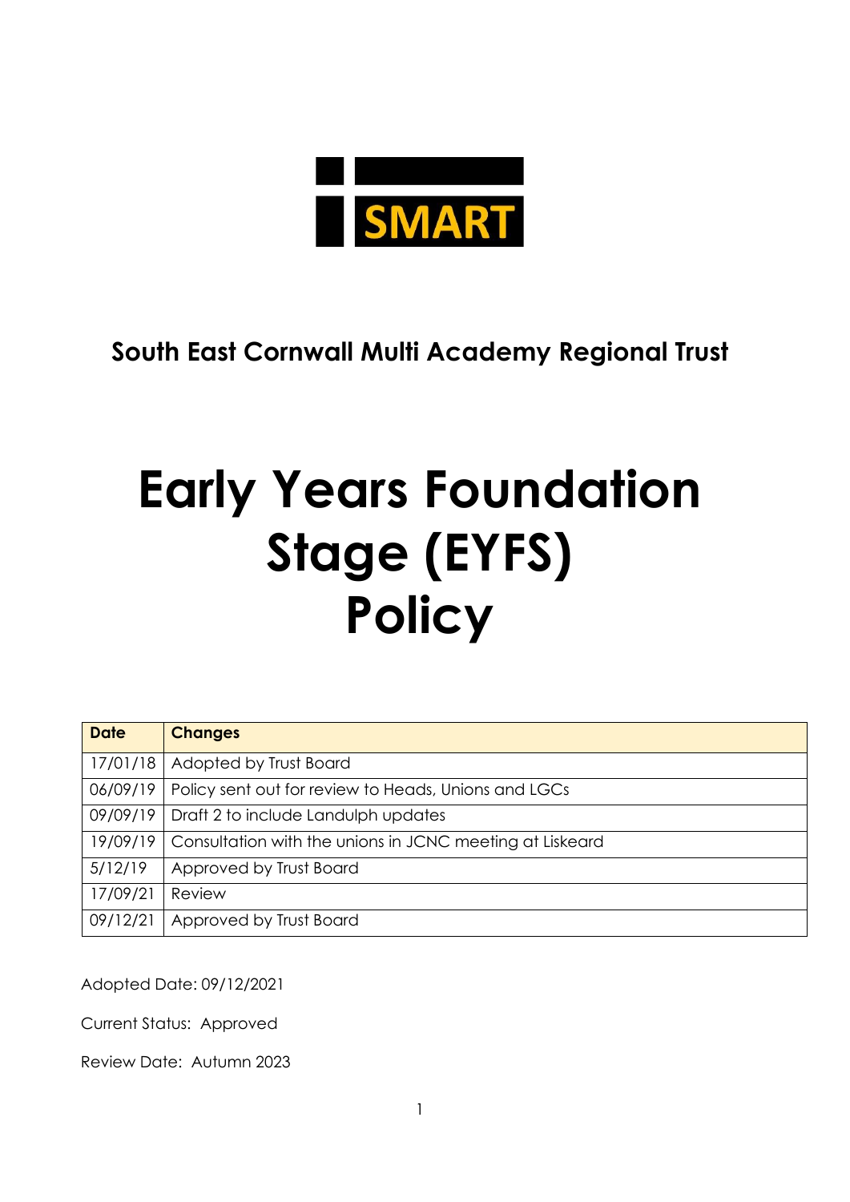SMART

**South East Cornwall Multi Academy Regional Trust**

# Early Years Foundation Stage (EYFS) Policy

| Date | Changes |
|---|---|
| 17/01/18 | Adopted by Trust Board |
| 06/09/19 | Policy sent out for review to Heads, Unions and LGCs |
| 09/09/19 | Draft 2 to include Landulph updates |
| 19/09/19 | Consultation with the unions in JCNC meeting at Liskeard |
| 5/12/19 | Approved by Trust Board |
| 17/09/21 | Review |
| 09/12/21 | Approved by Trust Board |

Adopted Date: 09/12/2021

Current Status: Approved

Review Date: Autumn 2023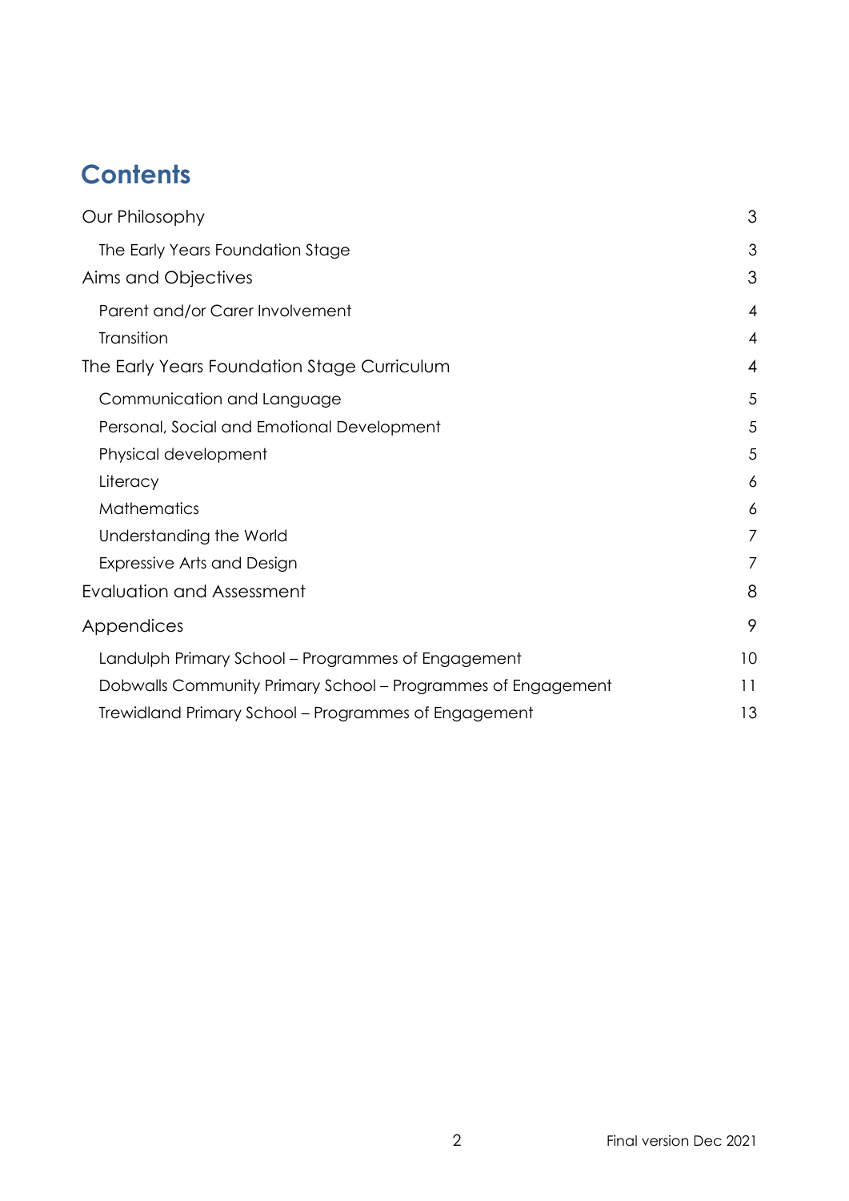# Contents

- Our Philosophy 3
  - The Early Years Foundation Stage 3
- Aims and Objectives 3
  - Parent and/or Carer Involvement 4
  - Transition 4
- The Early Years Foundation Stage Curriculum 4
  - Communication and Language 5
  - Personal, Social and Emotional Development 5
  - Physical development 5
  - Literacy 6
  - Mathematics 6
  - Understanding the World 7
  - Expressive Arts and Design 7
- Evaluation and Assessment 8
- Appendices 9
  - Landulph Primary School – Programmes of Engagement 10
  - Dobwalls Community Primary School – Programmes of Engagement 11
  - Trewidland Primary School – Programmes of Engagement 13

Final version Dec 2021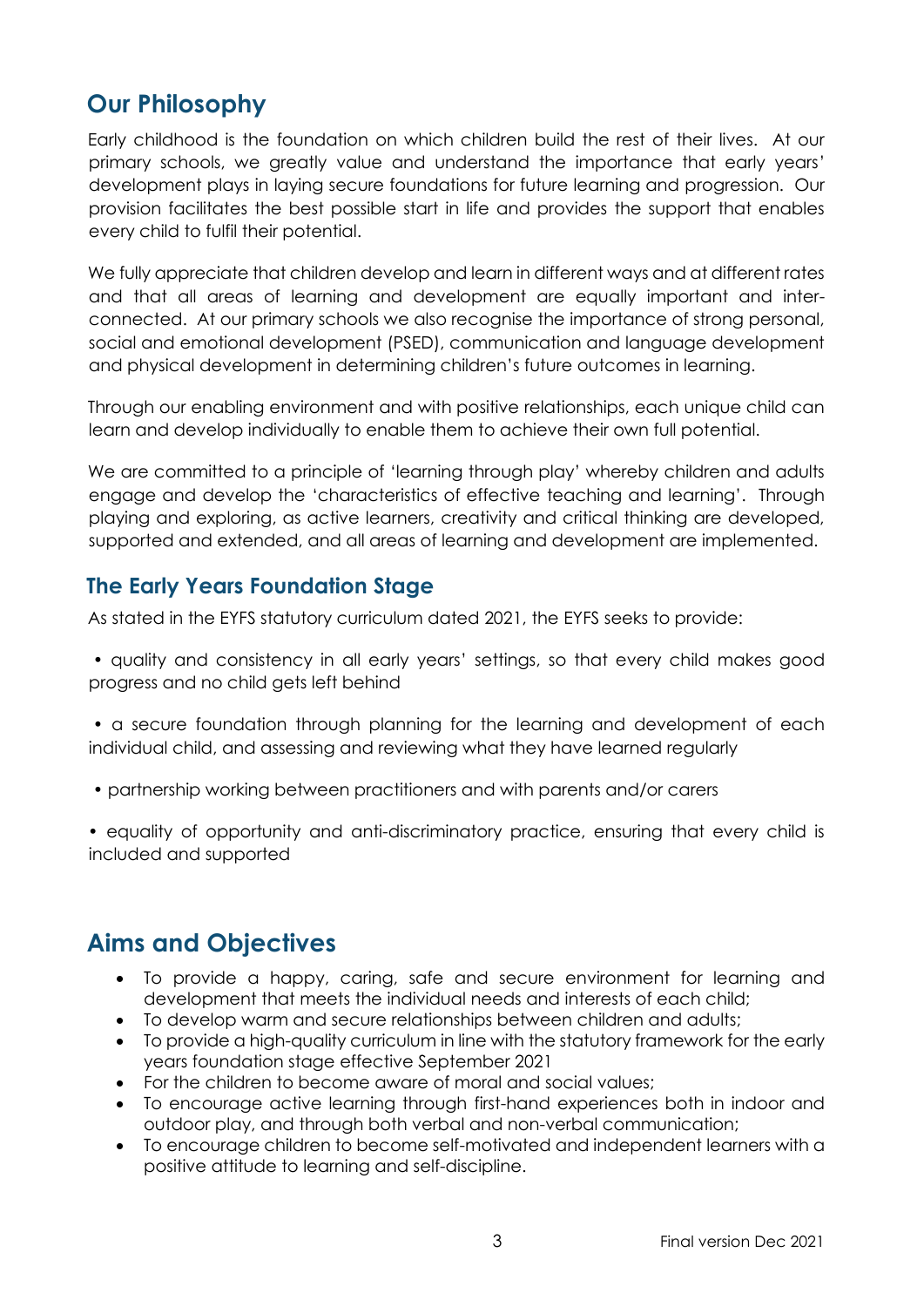## Our Philosophy

Early childhood is the foundation on which children build the rest of their lives. At our primary schools, we greatly value and understand the importance that early years' development plays in laying secure foundations for future learning and progression. Our provision facilitates the best possible start in life and provides the support that enables every child to fulfil their potential.

We fully appreciate that children develop and learn in different ways and at different rates and that all areas of learning and development are equally important and inter-connected. At our primary schools we also recognise the importance of strong personal, social and emotional development (PSED), communication and language development and physical development in determining children's future outcomes in learning.

Through our enabling environment and with positive relationships, each unique child can learn and develop individually to enable them to achieve their own full potential.

We are committed to a principle of 'learning through play' whereby children and adults engage and develop the 'characteristics of effective teaching and learning'. Through playing and exploring, as active learners, creativity and critical thinking are developed, supported and extended, and all areas of learning and development are implemented.

### The Early Years Foundation Stage

As stated in the EYFS statutory curriculum dated 2021, the EYFS seeks to provide:

• quality and consistency in all early years' settings, so that every child makes good progress and no child gets left behind

• a secure foundation through planning for the learning and development of each individual child, and assessing and reviewing what they have learned regularly

• partnership working between practitioners and with parents and/or carers

• equality of opportunity and anti-discriminatory practice, ensuring that every child is included and supported

## Aims and Objectives

- To provide a happy, caring, safe and secure environment for learning and development that meets the individual needs and interests of each child;
- To develop warm and secure relationships between children and adults;
- To provide a high-quality curriculum in line with the statutory framework for the early years foundation stage effective September 2021
- For the children to become aware of moral and social values;
- To encourage active learning through first-hand experiences both in indoor and outdoor play, and through both verbal and non-verbal communication;
- To encourage children to become self-motivated and independent learners with a positive attitude to learning and self-discipline.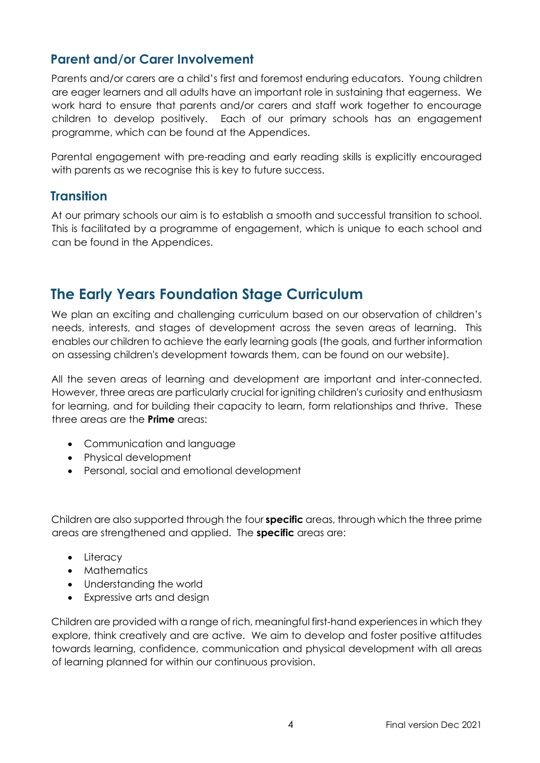## Parent and/or Carer Involvement

Parents and/or carers are a child's first and foremost enduring educators. Young children are eager learners and all adults have an important role in sustaining that eagerness. We work hard to ensure that parents and/or carers and staff work together to encourage children to develop positively. Each of our primary schools has an engagement programme, which can be found at the Appendices.

Parental engagement with pre-reading and early reading skills is explicitly encouraged with parents as we recognise this is key to future success.

## Transition

At our primary schools our aim is to establish a smooth and successful transition to school. This is facilitated by a programme of engagement, which is unique to each school and can be found in the Appendices.

# The Early Years Foundation Stage Curriculum

We plan an exciting and challenging curriculum based on our observation of children's needs, interests, and stages of development across the seven areas of learning. This enables our children to achieve the early learning goals (the goals, and further information on assessing children's development towards them, can be found on our website).

All the seven areas of learning and development are important and inter-connected. However, three areas are particularly crucial for igniting children's curiosity and enthusiasm for learning, and for building their capacity to learn, form relationships and thrive. These three areas are the **Prime** areas:

- Communication and language
- Physical development
- Personal, social and emotional development

Children are also supported through the four **specific** areas, through which the three prime areas are strengthened and applied. The **specific** areas are:

- Literacy
- Mathematics
- Understanding the world
- Expressive arts and design

Children are provided with a range of rich, meaningful first-hand experiences in which they explore, think creatively and are active. We aim to develop and foster positive attitudes towards learning, confidence, communication and physical development with all areas of learning planned for within our continuous provision.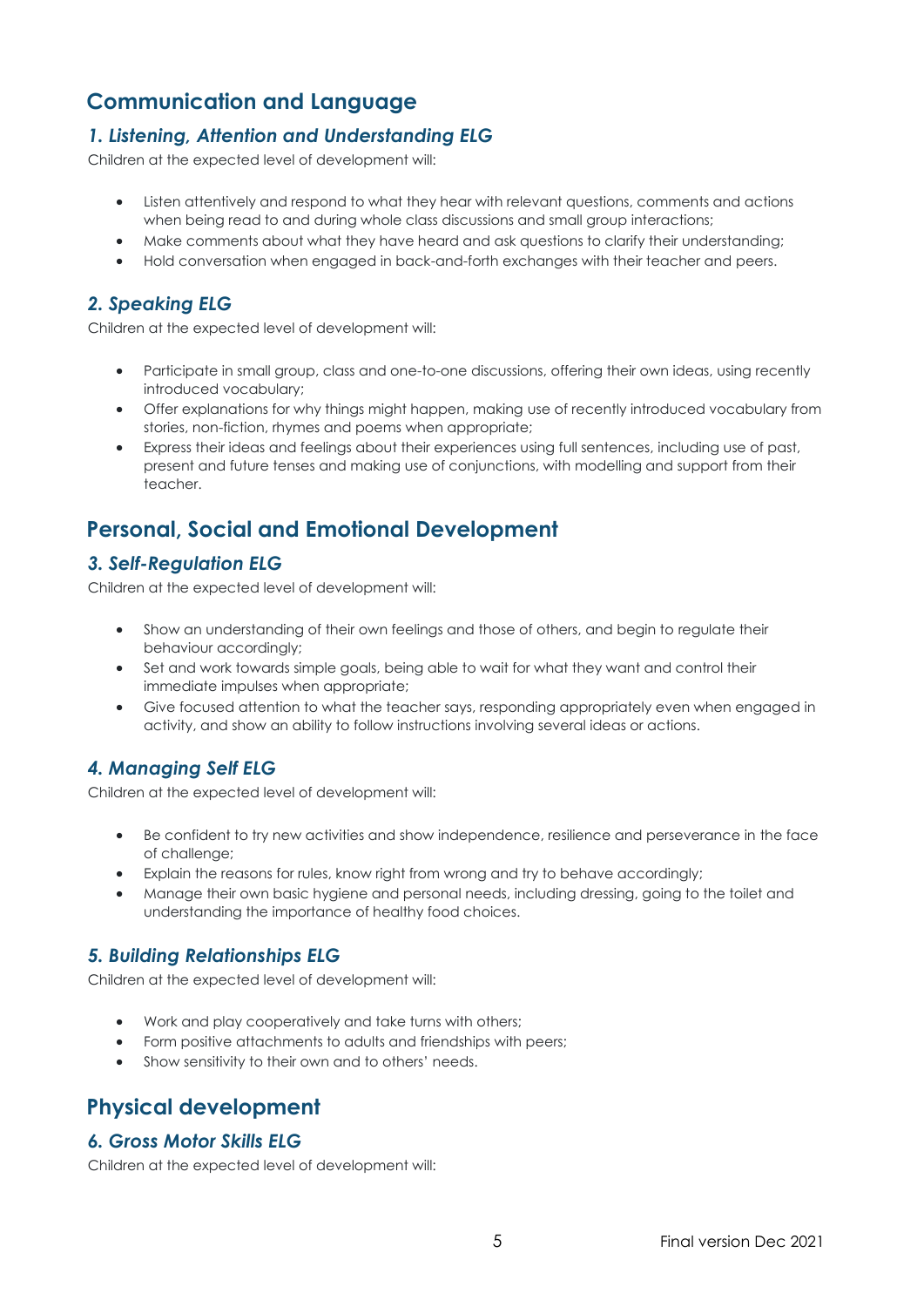## Communication and Language

### *1. Listening, Attention and Understanding ELG*

Children at the expected level of development will:

- Listen attentively and respond to what they hear with relevant questions, comments and actions when being read to and during whole class discussions and small group interactions;
- Make comments about what they have heard and ask questions to clarify their understanding;
- Hold conversation when engaged in back-and-forth exchanges with their teacher and peers.

### *2. Speaking ELG*

Children at the expected level of development will:

- Participate in small group, class and one-to-one discussions, offering their own ideas, using recently introduced vocabulary;
- Offer explanations for why things might happen, making use of recently introduced vocabulary from stories, non-fiction, rhymes and poems when appropriate;
- Express their ideas and feelings about their experiences using full sentences, including use of past, present and future tenses and making use of conjunctions, with modelling and support from their teacher.

## Personal, Social and Emotional Development

### *3. Self-Regulation ELG*

Children at the expected level of development will:

- Show an understanding of their own feelings and those of others, and begin to regulate their behaviour accordingly;
- Set and work towards simple goals, being able to wait for what they want and control their immediate impulses when appropriate;
- Give focused attention to what the teacher says, responding appropriately even when engaged in activity, and show an ability to follow instructions involving several ideas or actions.

### *4. Managing Self ELG*

Children at the expected level of development will:

- Be confident to try new activities and show independence, resilience and perseverance in the face of challenge;
- Explain the reasons for rules, know right from wrong and try to behave accordingly;
- Manage their own basic hygiene and personal needs, including dressing, going to the toilet and understanding the importance of healthy food choices.

### *5. Building Relationships ELG*

Children at the expected level of development will:

- Work and play cooperatively and take turns with others;
- Form positive attachments to adults and friendships with peers;
- Show sensitivity to their own and to others' needs.

## Physical development

### *6. Gross Motor Skills ELG*

Children at the expected level of development will: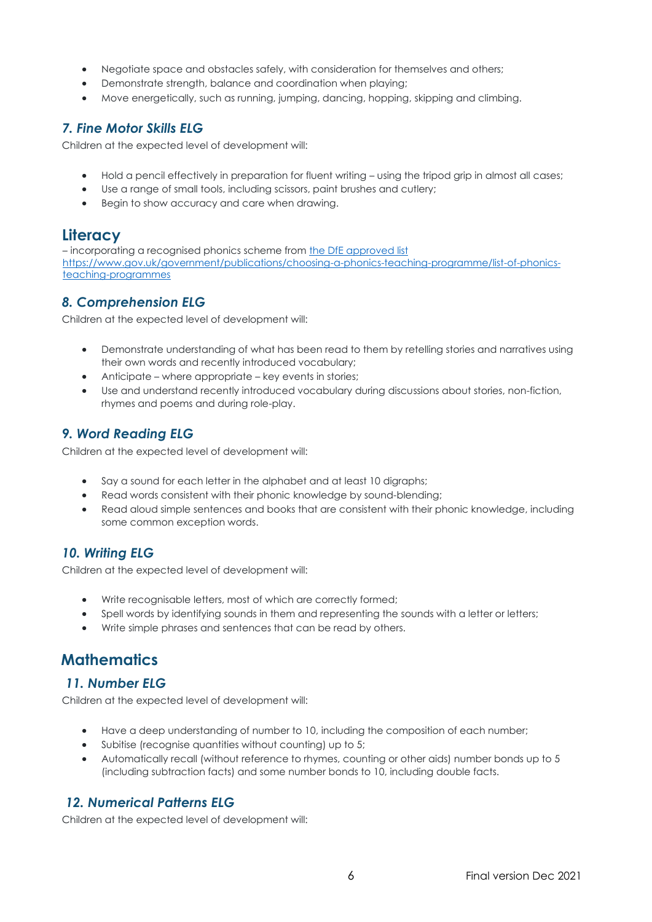- Negotiate space and obstacles safely, with consideration for themselves and others;
- Demonstrate strength, balance and coordination when playing;
- Move energetically, such as running, jumping, dancing, hopping, skipping and climbing.

### *7. Fine Motor Skills ELG*

Children at the expected level of development will:

- Hold a pencil effectively in preparation for fluent writing – using the tripod grip in almost all cases;
- Use a range of small tools, including scissors, paint brushes and cutlery;
- Begin to show accuracy and care when drawing.

## Literacy

– incorporating a recognised phonics scheme from [the DfE approved list](https://www.gov.uk/government/publications/choosing-a-phonics-teaching-programme/list-of-phonics-teaching-programmes) https://www.gov.uk/government/publications/choosing-a-phonics-teaching-programme/list-of-phonics-teaching-programmes

### *8. Comprehension ELG*

Children at the expected level of development will:

- Demonstrate understanding of what has been read to them by retelling stories and narratives using their own words and recently introduced vocabulary;
- Anticipate – where appropriate – key events in stories;
- Use and understand recently introduced vocabulary during discussions about stories, non-fiction, rhymes and poems and during role-play.

### *9. Word Reading ELG*

Children at the expected level of development will:

- Say a sound for each letter in the alphabet and at least 10 digraphs;
- Read words consistent with their phonic knowledge by sound-blending;
- Read aloud simple sentences and books that are consistent with their phonic knowledge, including some common exception words.

### *10. Writing ELG*

Children at the expected level of development will:

- Write recognisable letters, most of which are correctly formed;
- Spell words by identifying sounds in them and representing the sounds with a letter or letters;
- Write simple phrases and sentences that can be read by others.

## Mathematics

### *11. Number ELG*

Children at the expected level of development will:

- Have a deep understanding of number to 10, including the composition of each number;
- Subitise (recognise quantities without counting) up to 5;
- Automatically recall (without reference to rhymes, counting or other aids) number bonds up to 5 (including subtraction facts) and some number bonds to 10, including double facts.

### *12. Numerical Patterns ELG*

Children at the expected level of development will: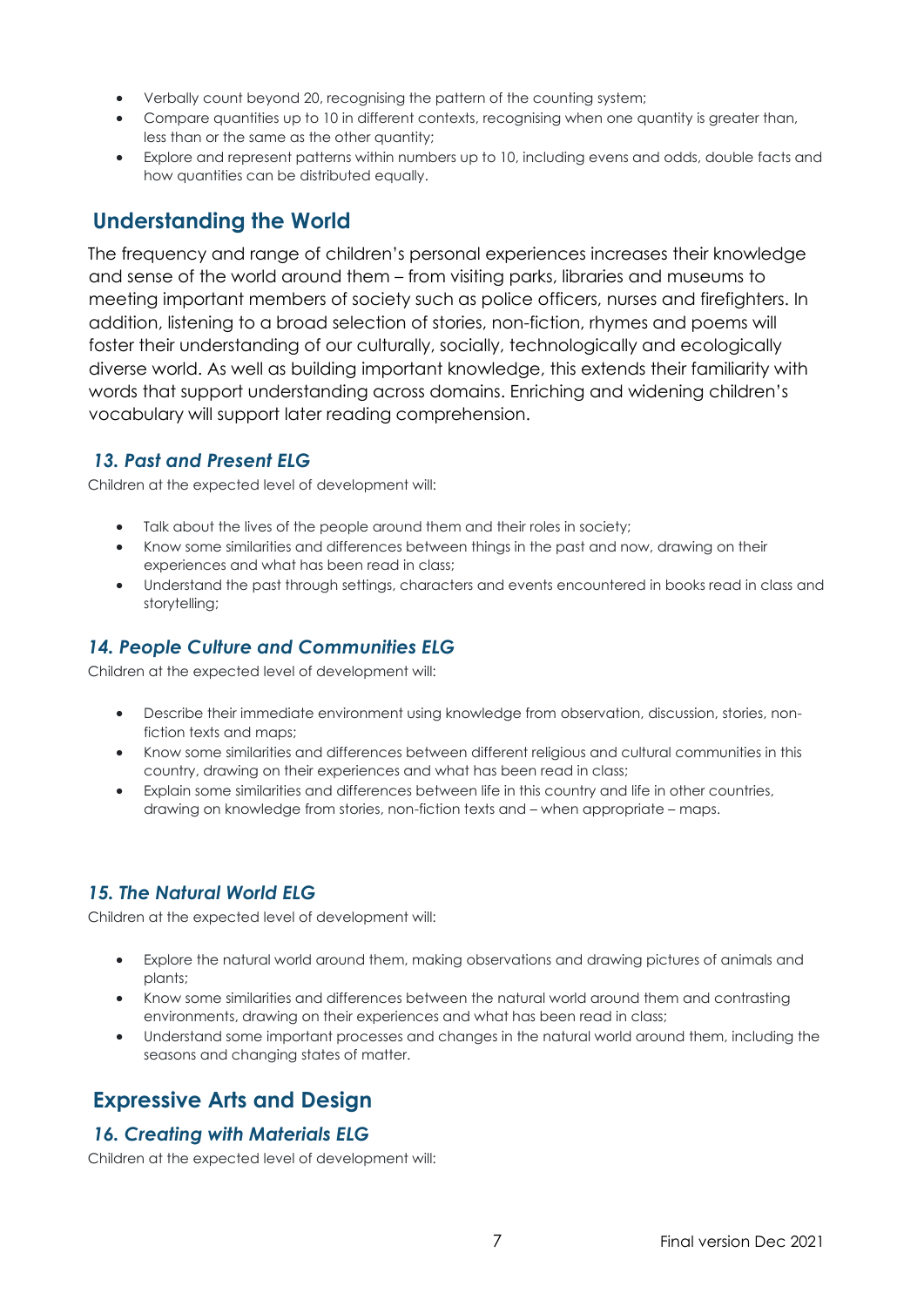- Verbally count beyond 20, recognising the pattern of the counting system;
- Compare quantities up to 10 in different contexts, recognising when one quantity is greater than, less than or the same as the other quantity;
- Explore and represent patterns within numbers up to 10, including evens and odds, double facts and how quantities can be distributed equally.

## Understanding the World

The frequency and range of children's personal experiences increases their knowledge and sense of the world around them – from visiting parks, libraries and museums to meeting important members of society such as police officers, nurses and firefighters. In addition, listening to a broad selection of stories, non-fiction, rhymes and poems will foster their understanding of our culturally, socially, technologically and ecologically diverse world. As well as building important knowledge, this extends their familiarity with words that support understanding across domains. Enriching and widening children's vocabulary will support later reading comprehension.

### *13. Past and Present ELG*

Children at the expected level of development will:

- Talk about the lives of the people around them and their roles in society;
- Know some similarities and differences between things in the past and now, drawing on their experiences and what has been read in class;
- Understand the past through settings, characters and events encountered in books read in class and storytelling;

### *14. People Culture and Communities ELG*

Children at the expected level of development will:

- Describe their immediate environment using knowledge from observation, discussion, stories, non-fiction texts and maps;
- Know some similarities and differences between different religious and cultural communities in this country, drawing on their experiences and what has been read in class;
- Explain some similarities and differences between life in this country and life in other countries, drawing on knowledge from stories, non-fiction texts and – when appropriate – maps.

### *15. The Natural World ELG*

Children at the expected level of development will:

- Explore the natural world around them, making observations and drawing pictures of animals and plants;
- Know some similarities and differences between the natural world around them and contrasting environments, drawing on their experiences and what has been read in class;
- Understand some important processes and changes in the natural world around them, including the seasons and changing states of matter.

## Expressive Arts and Design

### *16. Creating with Materials ELG*

Children at the expected level of development will: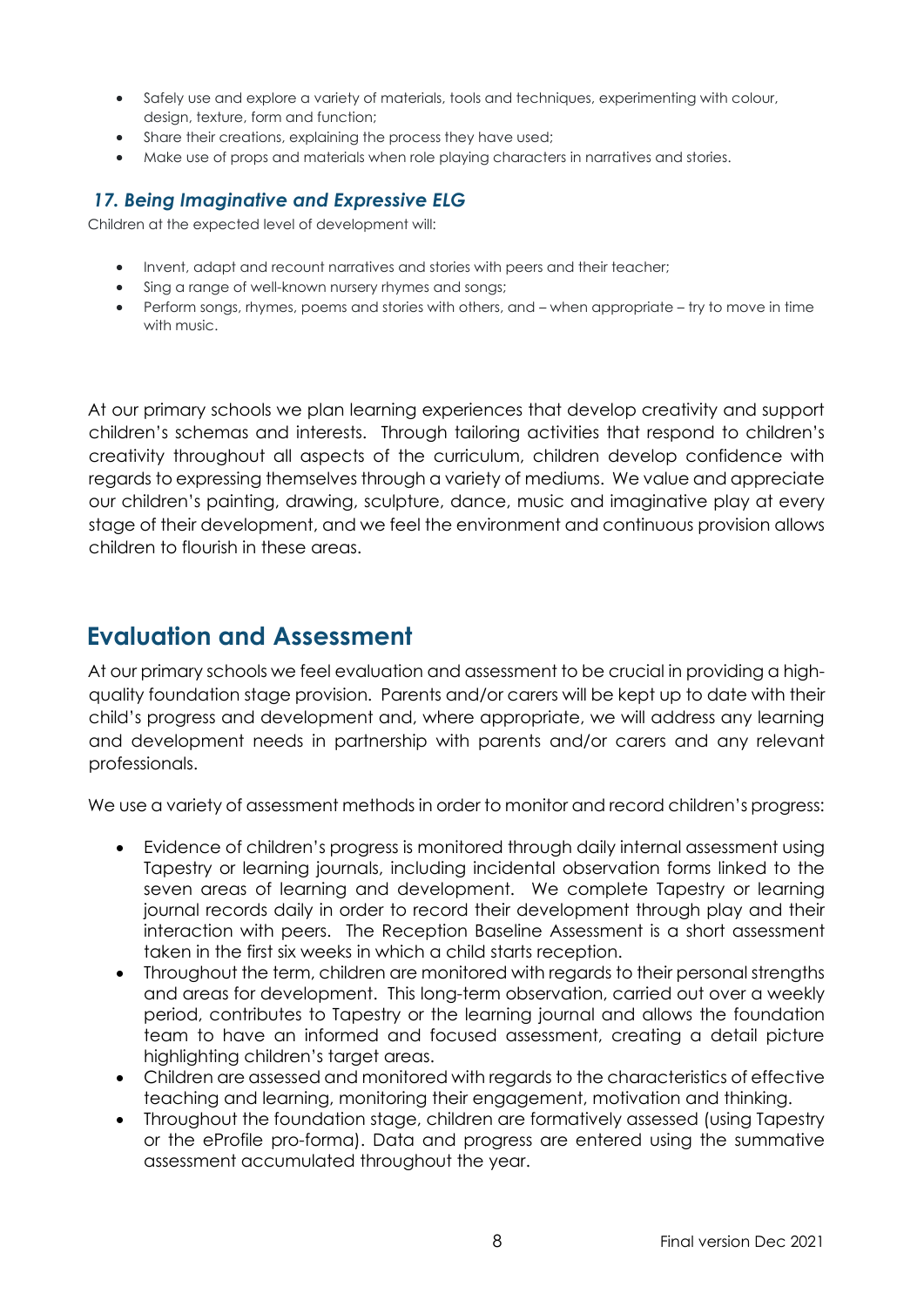- Safely use and explore a variety of materials, tools and techniques, experimenting with colour, design, texture, form and function;
- Share their creations, explaining the process they have used;
- Make use of props and materials when role playing characters in narratives and stories.

### *17. Being Imaginative and Expressive ELG*

Children at the expected level of development will:

- Invent, adapt and recount narratives and stories with peers and their teacher;
- Sing a range of well-known nursery rhymes and songs;
- Perform songs, rhymes, poems and stories with others, and – when appropriate – try to move in time with music.

At our primary schools we plan learning experiences that develop creativity and support children's schemas and interests. Through tailoring activities that respond to children's creativity throughout all aspects of the curriculum, children develop confidence with regards to expressing themselves through a variety of mediums. We value and appreciate our children's painting, drawing, sculpture, dance, music and imaginative play at every stage of their development, and we feel the environment and continuous provision allows children to flourish in these areas.

## Evaluation and Assessment

At our primary schools we feel evaluation and assessment to be crucial in providing a high-quality foundation stage provision. Parents and/or carers will be kept up to date with their child's progress and development and, where appropriate, we will address any learning and development needs in partnership with parents and/or carers and any relevant professionals.

We use a variety of assessment methods in order to monitor and record children's progress:

- Evidence of children's progress is monitored through daily internal assessment using Tapestry or learning journals, including incidental observation forms linked to the seven areas of learning and development. We complete Tapestry or learning journal records daily in order to record their development through play and their interaction with peers. The Reception Baseline Assessment is a short assessment taken in the first six weeks in which a child starts reception.
- Throughout the term, children are monitored with regards to their personal strengths and areas for development. This long-term observation, carried out over a weekly period, contributes to Tapestry or the learning journal and allows the foundation team to have an informed and focused assessment, creating a detail picture highlighting children's target areas.
- Children are assessed and monitored with regards to the characteristics of effective teaching and learning, monitoring their engagement, motivation and thinking.
- Throughout the foundation stage, children are formatively assessed (using Tapestry or the eProfile pro-forma). Data and progress are entered using the summative assessment accumulated throughout the year.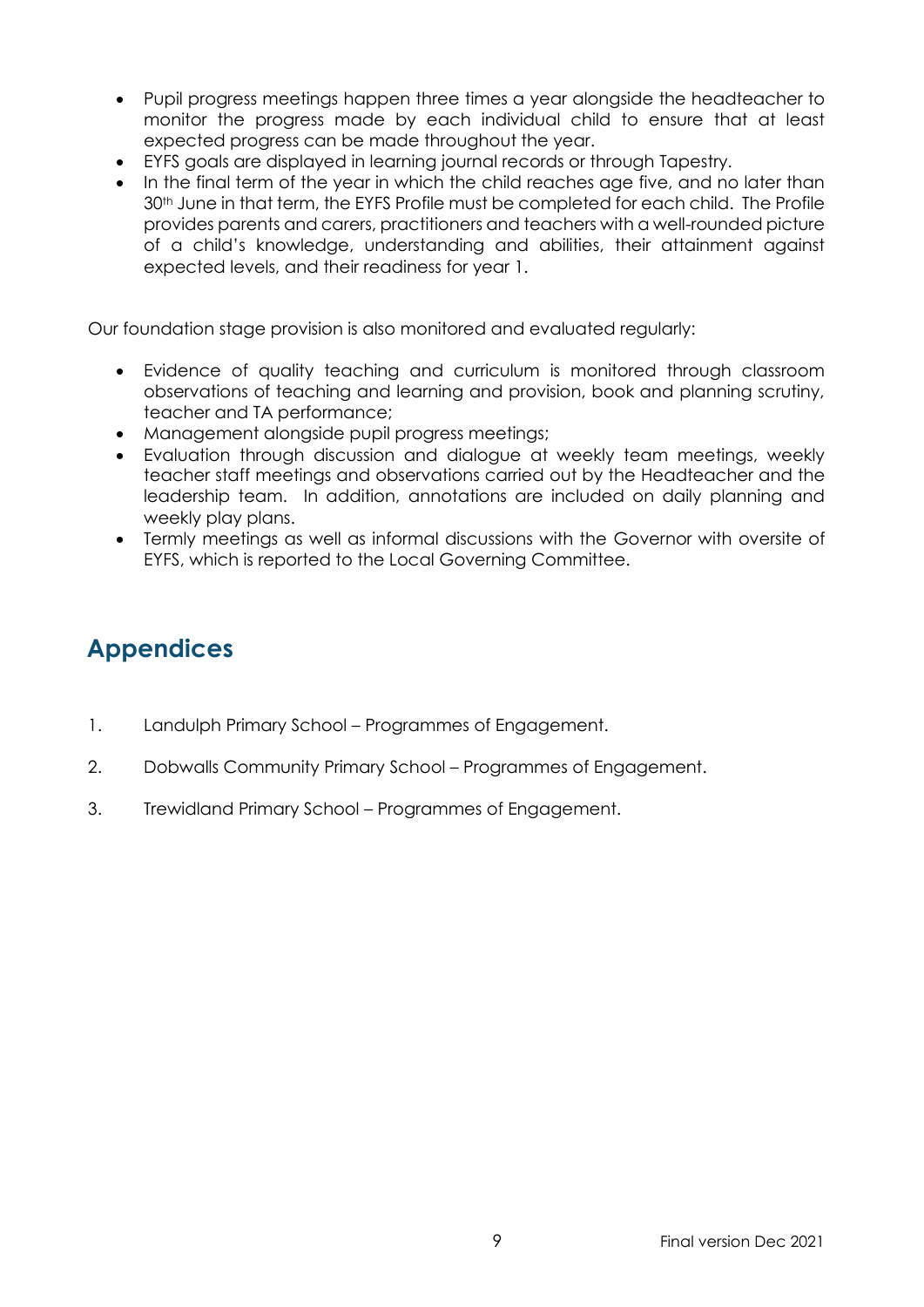- Pupil progress meetings happen three times a year alongside the headteacher to monitor the progress made by each individual child to ensure that at least expected progress can be made throughout the year.
- EYFS goals are displayed in learning journal records or through Tapestry.
- In the final term of the year in which the child reaches age five, and no later than 30th June in that term, the EYFS Profile must be completed for each child. The Profile provides parents and carers, practitioners and teachers with a well-rounded picture of a child's knowledge, understanding and abilities, their attainment against expected levels, and their readiness for year 1.

Our foundation stage provision is also monitored and evaluated regularly:

- Evidence of quality teaching and curriculum is monitored through classroom observations of teaching and learning and provision, book and planning scrutiny, teacher and TA performance;
- Management alongside pupil progress meetings;
- Evaluation through discussion and dialogue at weekly team meetings, weekly teacher staff meetings and observations carried out by the Headteacher and the leadership team. In addition, annotations are included on daily planning and weekly play plans.
- Termly meetings as well as informal discussions with the Governor with oversite of EYFS, which is reported to the Local Governing Committee.

## Appendices

1. Landulph Primary School – Programmes of Engagement.
2. Dobwalls Community Primary School – Programmes of Engagement.
3. Trewidland Primary School – Programmes of Engagement.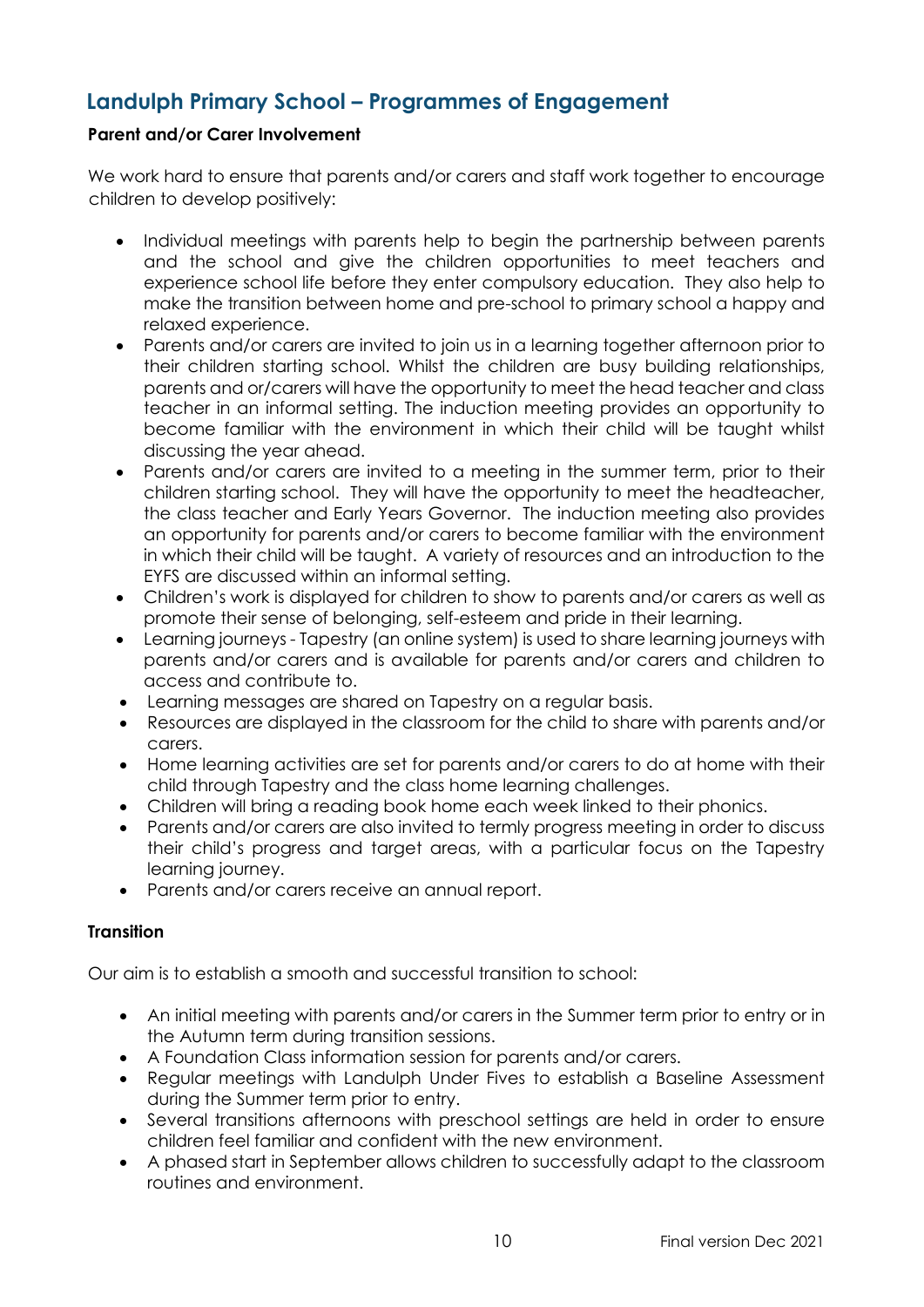## Landulph Primary School – Programmes of Engagement

**Parent and/or Carer Involvement**

We work hard to ensure that parents and/or carers and staff work together to encourage children to develop positively:

- Individual meetings with parents help to begin the partnership between parents and the school and give the children opportunities to meet teachers and experience school life before they enter compulsory education. They also help to make the transition between home and pre-school to primary school a happy and relaxed experience.
- Parents and/or carers are invited to join us in a learning together afternoon prior to their children starting school. Whilst the children are busy building relationships, parents and or/carers will have the opportunity to meet the head teacher and class teacher in an informal setting. The induction meeting provides an opportunity to become familiar with the environment in which their child will be taught whilst discussing the year ahead.
- Parents and/or carers are invited to a meeting in the summer term, prior to their children starting school. They will have the opportunity to meet the headteacher, the class teacher and Early Years Governor. The induction meeting also provides an opportunity for parents and/or carers to become familiar with the environment in which their child will be taught. A variety of resources and an introduction to the EYFS are discussed within an informal setting.
- Children's work is displayed for children to show to parents and/or carers as well as promote their sense of belonging, self-esteem and pride in their learning.
- Learning journeys - Tapestry (an online system) is used to share learning journeys with parents and/or carers and is available for parents and/or carers and children to access and contribute to.
- Learning messages are shared on Tapestry on a regular basis.
- Resources are displayed in the classroom for the child to share with parents and/or carers.
- Home learning activities are set for parents and/or carers to do at home with their child through Tapestry and the class home learning challenges.
- Children will bring a reading book home each week linked to their phonics.
- Parents and/or carers are also invited to termly progress meeting in order to discuss their child's progress and target areas, with a particular focus on the Tapestry learning journey.
- Parents and/or carers receive an annual report.

**Transition**

Our aim is to establish a smooth and successful transition to school:

- An initial meeting with parents and/or carers in the Summer term prior to entry or in the Autumn term during transition sessions.
- A Foundation Class information session for parents and/or carers.
- Regular meetings with Landulph Under Fives to establish a Baseline Assessment during the Summer term prior to entry.
- Several transitions afternoons with preschool settings are held in order to ensure children feel familiar and confident with the new environment.
- A phased start in September allows children to successfully adapt to the classroom routines and environment.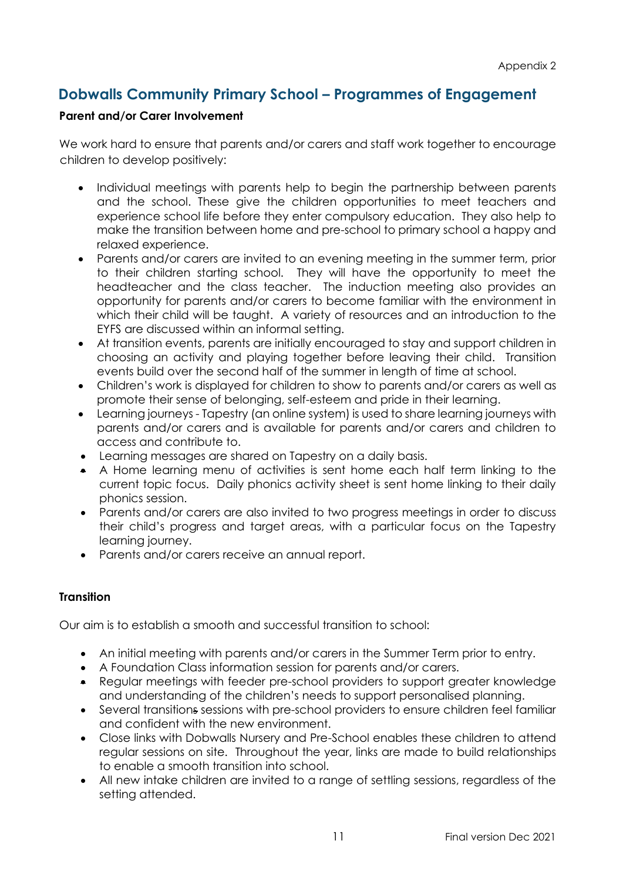Appendix 2

# Dobwalls Community Primary School – Programmes of Engagement

**Parent and/or Carer Involvement**

We work hard to ensure that parents and/or carers and staff work together to encourage children to develop positively:

- Individual meetings with parents help to begin the partnership between parents and the school. These give the children opportunities to meet teachers and experience school life before they enter compulsory education. They also help to make the transition between home and pre-school to primary school a happy and relaxed experience.
- Parents and/or carers are invited to an evening meeting in the summer term, prior to their children starting school. They will have the opportunity to meet the headteacher and the class teacher. The induction meeting also provides an opportunity for parents and/or carers to become familiar with the environment in which their child will be taught. A variety of resources and an introduction to the EYFS are discussed within an informal setting.
- At transition events, parents are initially encouraged to stay and support children in choosing an activity and playing together before leaving their child. Transition events build over the second half of the summer in length of time at school.
- Children's work is displayed for children to show to parents and/or carers as well as promote their sense of belonging, self-esteem and pride in their learning.
- Learning journeys - Tapestry (an online system) is used to share learning journeys with parents and/or carers and is available for parents and/or carers and children to access and contribute to.
- Learning messages are shared on Tapestry on a daily basis.
- A Home learning menu of activities is sent home each half term linking to the current topic focus. Daily phonics activity sheet is sent home linking to their daily phonics session.
- Parents and/or carers are also invited to two progress meetings in order to discuss their child's progress and target areas, with a particular focus on the Tapestry learning journey.
- Parents and/or carers receive an annual report.

**Transition**

Our aim is to establish a smooth and successful transition to school:

- An initial meeting with parents and/or carers in the Summer Term prior to entry.
- A Foundation Class information session for parents and/or carers.
- Regular meetings with feeder pre-school providers to support greater knowledge and understanding of the children's needs to support personalised planning.
- Several transitions sessions with pre-school providers to ensure children feel familiar and confident with the new environment.
- Close links with Dobwalls Nursery and Pre-School enables these children to attend regular sessions on site. Throughout the year, links are made to build relationships to enable a smooth transition into school.
- All new intake children are invited to a range of settling sessions, regardless of the setting attended.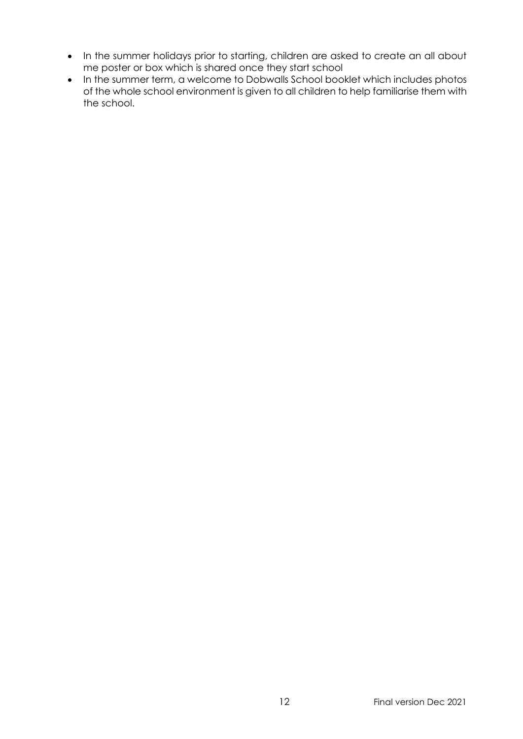- In the summer holidays prior to starting, children are asked to create an all about me poster or box which is shared once they start school
- In the summer term, a welcome to Dobwalls School booklet which includes photos of the whole school environment is given to all children to help familiarise them with the school.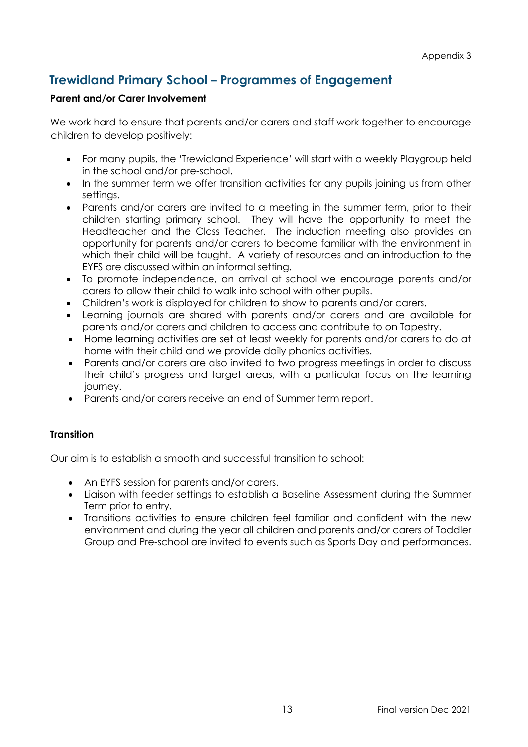Appendix 3

## Trewidland Primary School – Programmes of Engagement

**Parent and/or Carer Involvement**

We work hard to ensure that parents and/or carers and staff work together to encourage children to develop positively:

- For many pupils, the 'Trewidland Experience' will start with a weekly Playgroup held in the school and/or pre-school.
- In the summer term we offer transition activities for any pupils joining us from other settings.
- Parents and/or carers are invited to a meeting in the summer term, prior to their children starting primary school. They will have the opportunity to meet the Headteacher and the Class Teacher. The induction meeting also provides an opportunity for parents and/or carers to become familiar with the environment in which their child will be taught. A variety of resources and an introduction to the EYFS are discussed within an informal setting.
- To promote independence, on arrival at school we encourage parents and/or carers to allow their child to walk into school with other pupils.
- Children's work is displayed for children to show to parents and/or carers.
- Learning journals are shared with parents and/or carers and are available for parents and/or carers and children to access and contribute to on Tapestry.
- Home learning activities are set at least weekly for parents and/or carers to do at home with their child and we provide daily phonics activities.
- Parents and/or carers are also invited to two progress meetings in order to discuss their child's progress and target areas, with a particular focus on the learning journey.
- Parents and/or carers receive an end of Summer term report.

**Transition**

Our aim is to establish a smooth and successful transition to school:

- An EYFS session for parents and/or carers.
- Liaison with feeder settings to establish a Baseline Assessment during the Summer Term prior to entry.
- Transitions activities to ensure children feel familiar and confident with the new environment and during the year all children and parents and/or carers of Toddler Group and Pre-school are invited to events such as Sports Day and performances.

Final version Dec 2021